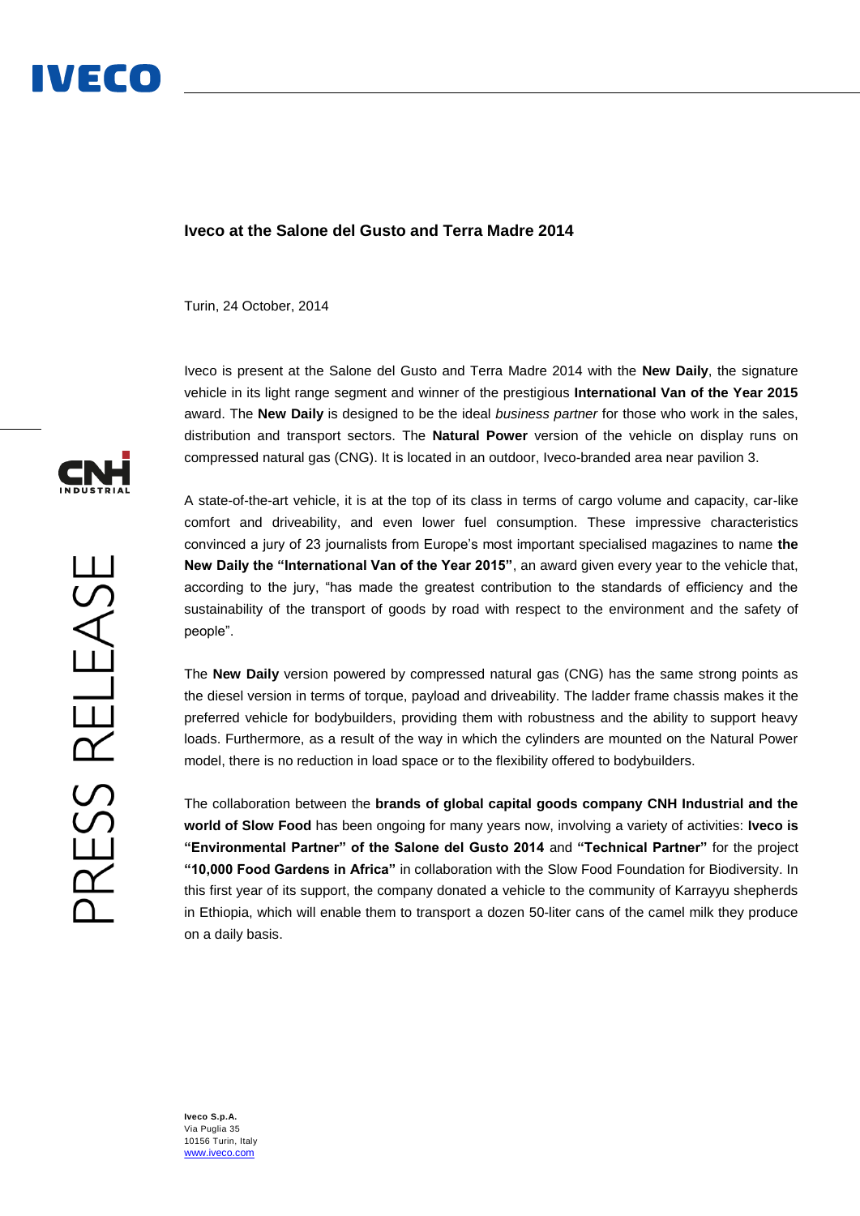# Iveco at the Salone del Gusto and Terra Madre 2014

Turin, 24 October, 2014

Iveco is present at the Salone del Gusto and Terra Madre 2014 with the **New Daily**, the signature vehicle in its light range segment and winner of the prestigious **International Van of the Year 2015** award. The **New Daily** is designed to be the ideal *business partner* for those who work in the sales, distribution and transport sectors. The **Natural Power** version of the vehicle on display runs on compressed natural gas (CNG). It is located in an outdoor, Iveco-branded area near pavilion 3.

A state-of-the-art vehicle, it is at the top of its class in terms of cargo volume and capacity, car-like comfort and driveability, and even lower fuel consumption. These impressive characteristics convinced a jury of 23 journalists from Europe's most important specialised magazines to name **the New Daily the "International Van of the Year 2015"**, an award given every year to the vehicle that, according to the jury, "has made the greatest contribution to the standards of efficiency and the sustainability of the transport of goods by road with respect to the environment and the safety of people".

The **New Daily** version powered by compressed natural gas (CNG) has the same strong points as the diesel version in terms of torque, payload and driveability. The ladder frame chassis makes it the preferred vehicle for bodybuilders, providing them with robustness and the ability to support heavy loads. Furthermore, as a result of the way in which the cylinders are mounted on the Natural Power model, there is no reduction in load space or to the flexibility offered to bodybuilders.

The collaboration between the **brands of global capital goods company CNH Industrial and the world of Slow Food** has been ongoing for many years now, involving a variety of activities: **Iveco is "Environmental Partner" of the Salone del Gusto 2014** and **"Technical Partner"** for the project **"10,000 Food Gardens in Africa"** in collaboration with the Slow Food Foundation for Biodiversity. In this first year of its support, the company donated a vehicle to the community of Karrayyu shepherds in Ethiopia, which will enable them to transport a dozen 50-liter cans of the camel milk they produce on a daily basis.

**Iveco S.p.A.**
Via Puglia 35
10156 Turin, Italy
www.iveco.com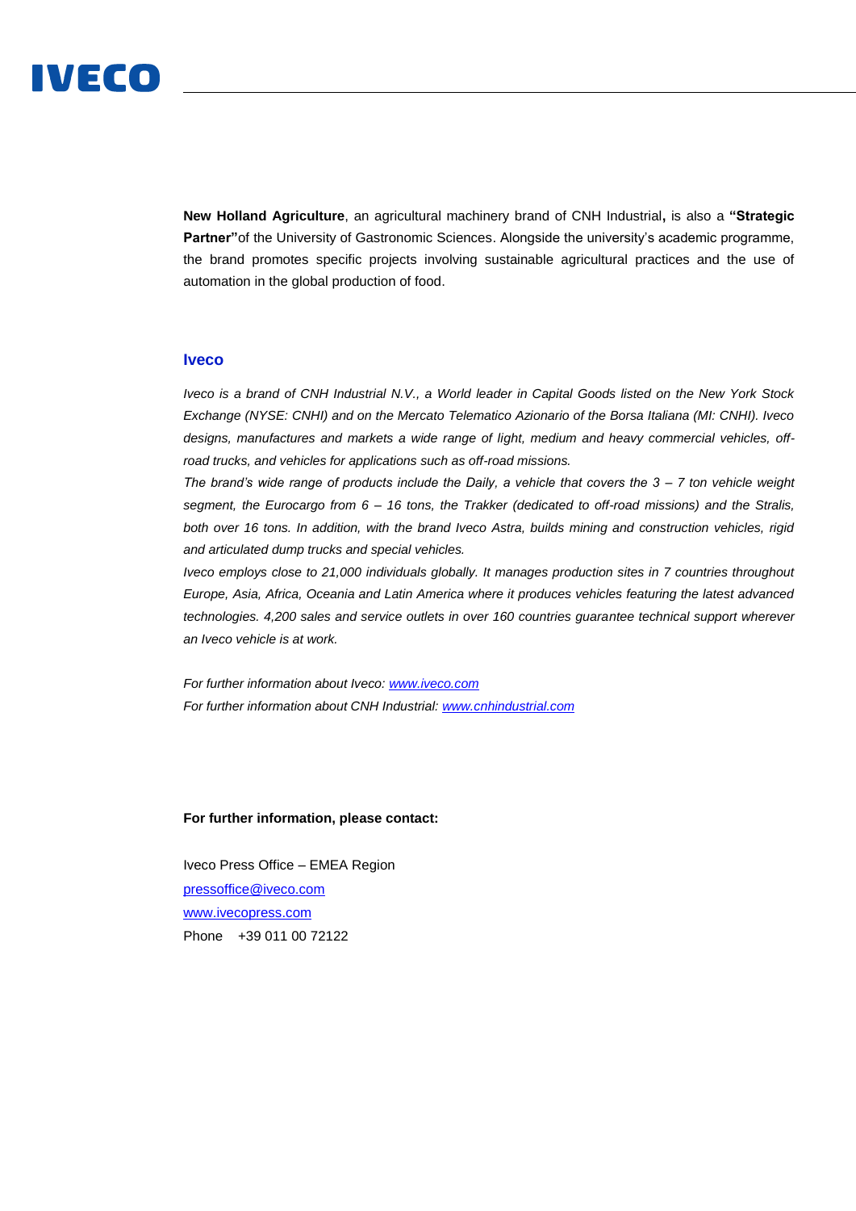**New Holland Agriculture**, an agricultural machinery brand of CNH Industrial**,** is also a **"Strategic Partner"**of the University of Gastronomic Sciences. Alongside the university's academic programme, the brand promotes specific projects involving sustainable agricultural practices and the use of automation in the global production of food.

## Iveco

*Iveco is a brand of CNH Industrial N.V., a World leader in Capital Goods listed on the New York Stock Exchange (NYSE: CNHI) and on the Mercato Telematico Azionario of the Borsa Italiana (MI: CNHI). Iveco designs, manufactures and markets a wide range of light, medium and heavy commercial vehicles, off-road trucks, and vehicles for applications such as off-road missions.*

*The brand's wide range of products include the Daily, a vehicle that covers the 3 – 7 ton vehicle weight segment, the Eurocargo from 6 – 16 tons, the Trakker (dedicated to off-road missions) and the Stralis, both over 16 tons. In addition, with the brand Iveco Astra, builds mining and construction vehicles, rigid and articulated dump trucks and special vehicles.*

*Iveco employs close to 21,000 individuals globally. It manages production sites in 7 countries throughout Europe, Asia, Africa, Oceania and Latin America where it produces vehicles featuring the latest advanced technologies. 4,200 sales and service outlets in over 160 countries guarantee technical support wherever an Iveco vehicle is at work.*

*For further information about Iveco: www.iveco.com*
*For further information about CNH Industrial: www.cnhindustrial.com*

**For further information, please contact:**

Iveco Press Office – EMEA Region
pressoffice@iveco.com
www.ivecopress.com
Phone +39 011 00 72122